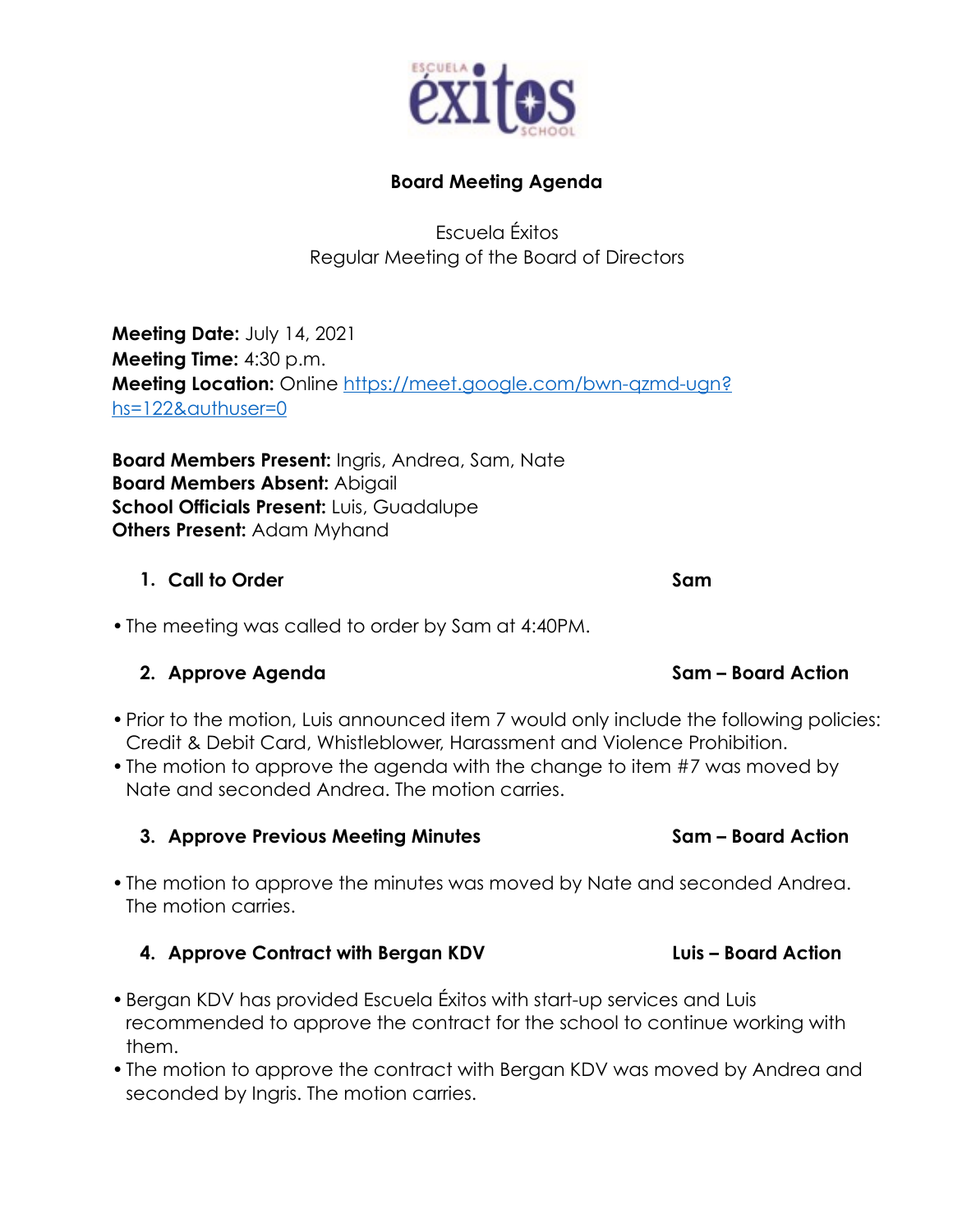**Board Meeting Agenda**

Escuela Éxitos
Regular Meeting of the Board of Directors

**Meeting Date:** July 14, 2021
**Meeting Time:** 4:30 p.m.
**Meeting Location:** Online https://meet.google.com/bwn-qzmd-ugn?hs=122&authuser=0

**Board Members Present:** Ingris, Andrea, Sam, Nate
**Board Members Absent:** Abigail
**School Officials Present:** Luis, Guadalupe
**Others Present:** Adam Myhand

1. **Call to Order** — **Sam**

- The meeting was called to order by Sam at 4:40PM.

2. **Approve Agenda** — **Sam – Board Action**

- Prior to the motion, Luis announced item 7 would only include the following policies: Credit & Debit Card, Whistleblower, Harassment and Violence Prohibition.
- The motion to approve the agenda with the change to item #7 was moved by Nate and seconded Andrea. The motion carries.

3. **Approve Previous Meeting Minutes** — **Sam – Board Action**

- The motion to approve the minutes was moved by Nate and seconded Andrea. The motion carries.

4. **Approve Contract with Bergan KDV** — **Luis – Board Action**

- Bergan KDV has provided Escuela Éxitos with start-up services and Luis recommended to approve the contract for the school to continue working with them.
- The motion to approve the contract with Bergan KDV was moved by Andrea and seconded by Ingris. The motion carries.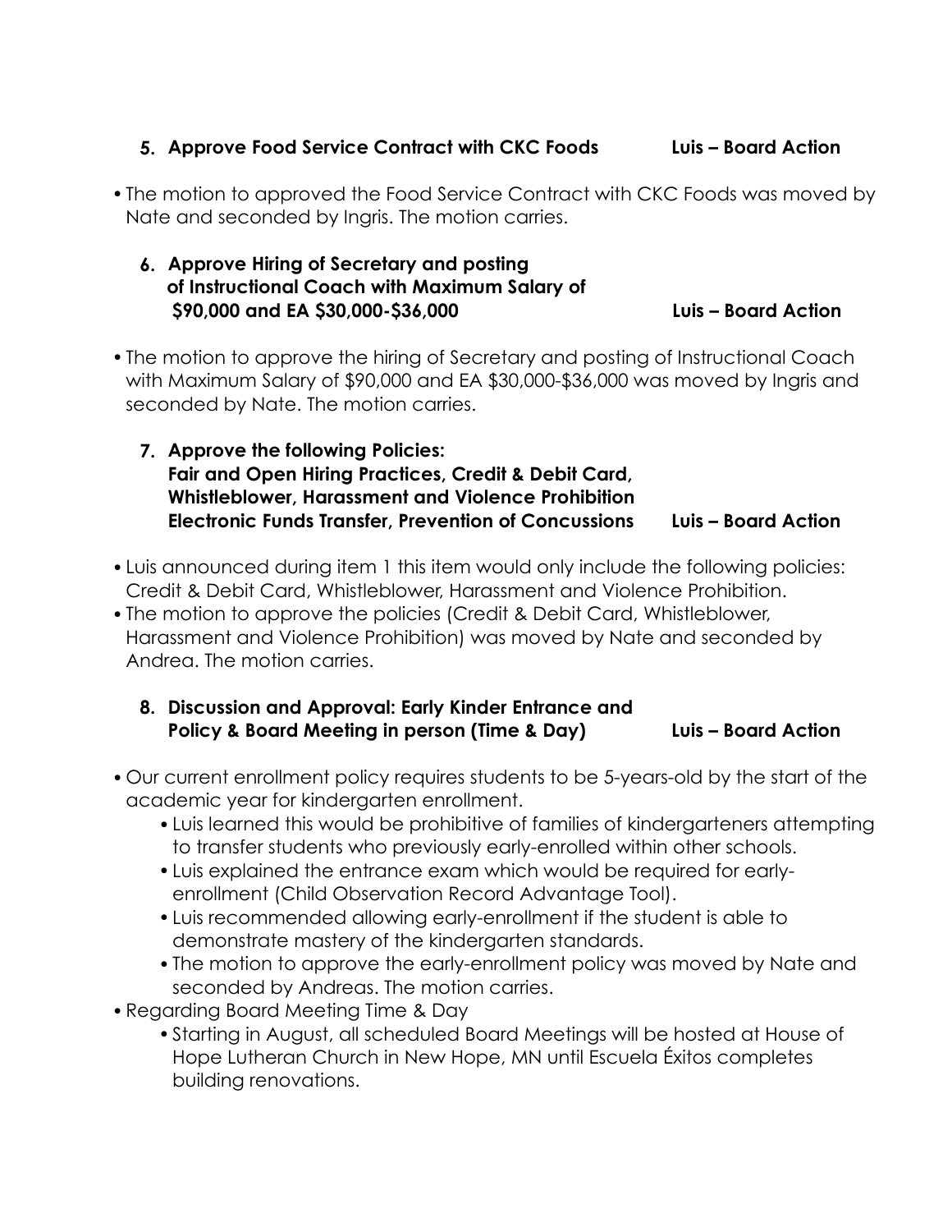5. **Approve Food Service Contract with CKC Foods** **Luis – Board Action**

- The motion to approved the Food Service Contract with CKC Foods was moved by Nate and seconded by Ingris. The motion carries.

6. **Approve Hiring of Secretary and posting of Instructional Coach with Maximum Salary of $90,000 and EA $30,000-$36,000** **Luis – Board Action**

- The motion to approve the hiring of Secretary and posting of Instructional Coach with Maximum Salary of $90,000 and EA $30,000-$36,000 was moved by Ingris and seconded by Nate. The motion carries.

7. **Approve the following Policies: Fair and Open Hiring Practices, Credit & Debit Card, Whistleblower, Harassment and Violence Prohibition Electronic Funds Transfer, Prevention of Concussions** **Luis – Board Action**

- Luis announced during item 1 this item would only include the following policies: Credit & Debit Card, Whistleblower, Harassment and Violence Prohibition.
- The motion to approve the policies (Credit & Debit Card, Whistleblower, Harassment and Violence Prohibition) was moved by Nate and seconded by Andrea. The motion carries.

8. **Discussion and Approval: Early Kinder Entrance and Policy & Board Meeting in person (Time & Day)** **Luis – Board Action**

- Our current enrollment policy requires students to be 5-years-old by the start of the academic year for kindergarten enrollment.
  - Luis learned this would be prohibitive of families of kindergarteners attempting to transfer students who previously early-enrolled within other schools.
  - Luis explained the entrance exam which would be required for early-enrollment (Child Observation Record Advantage Tool).
  - Luis recommended allowing early-enrollment if the student is able to demonstrate mastery of the kindergarten standards.
  - The motion to approve the early-enrollment policy was moved by Nate and seconded by Andreas. The motion carries.
- Regarding Board Meeting Time & Day
  - Starting in August, all scheduled Board Meetings will be hosted at House of Hope Lutheran Church in New Hope, MN until Escuela Éxitos completes building renovations.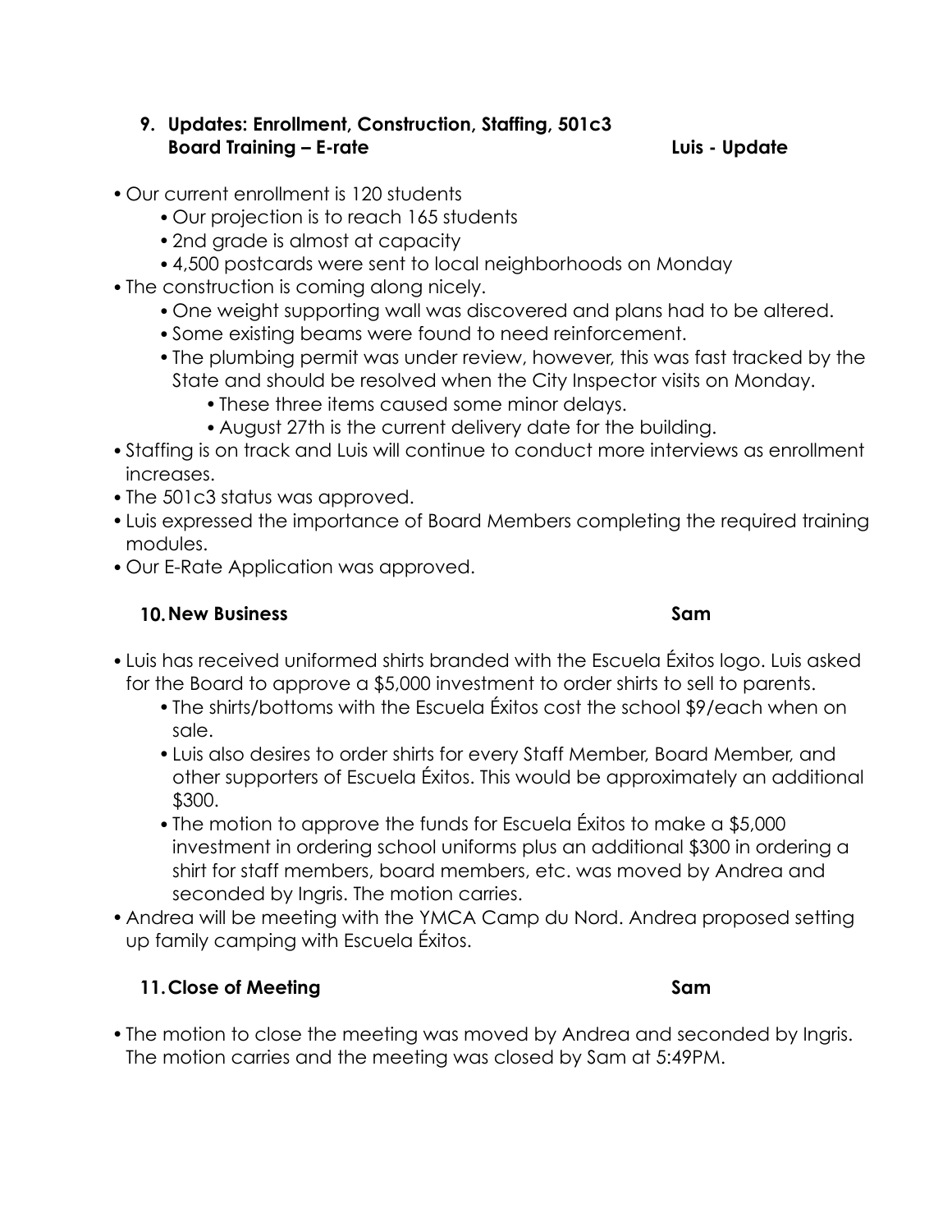**9. Updates: Enrollment, Construction, Staffing, 501c3 Board Training – E-rate** **Luis - Update**

- Our current enrollment is 120 students
    - Our projection is to reach 165 students
    - 2nd grade is almost at capacity
    - 4,500 postcards were sent to local neighborhoods on Monday
- The construction is coming along nicely.
    - One weight supporting wall was discovered and plans had to be altered.
    - Some existing beams were found to need reinforcement.
    - The plumbing permit was under review, however, this was fast tracked by the State and should be resolved when the City Inspector visits on Monday.
        - These three items caused some minor delays.
        - August 27th is the current delivery date for the building.
- Staffing is on track and Luis will continue to conduct more interviews as enrollment increases.
- The 501c3 status was approved.
- Luis expressed the importance of Board Members completing the required training modules.
- Our E-Rate Application was approved.

**10. New Business** **Sam**

- Luis has received uniformed shirts branded with the Escuela Éxitos logo. Luis asked for the Board to approve a $5,000 investment to order shirts to sell to parents.
    - The shirts/bottoms with the Escuela Éxitos cost the school $9/each when on sale.
    - Luis also desires to order shirts for every Staff Member, Board Member, and other supporters of Escuela Éxitos. This would be approximately an additional $300.
    - The motion to approve the funds for Escuela Éxitos to make a $5,000 investment in ordering school uniforms plus an additional $300 in ordering a shirt for staff members, board members, etc. was moved by Andrea and seconded by Ingris. The motion carries.
- Andrea will be meeting with the YMCA Camp du Nord. Andrea proposed setting up family camping with Escuela Éxitos.

**11. Close of Meeting** **Sam**

- The motion to close the meeting was moved by Andrea and seconded by Ingris. The motion carries and the meeting was closed by Sam at 5:49PM.